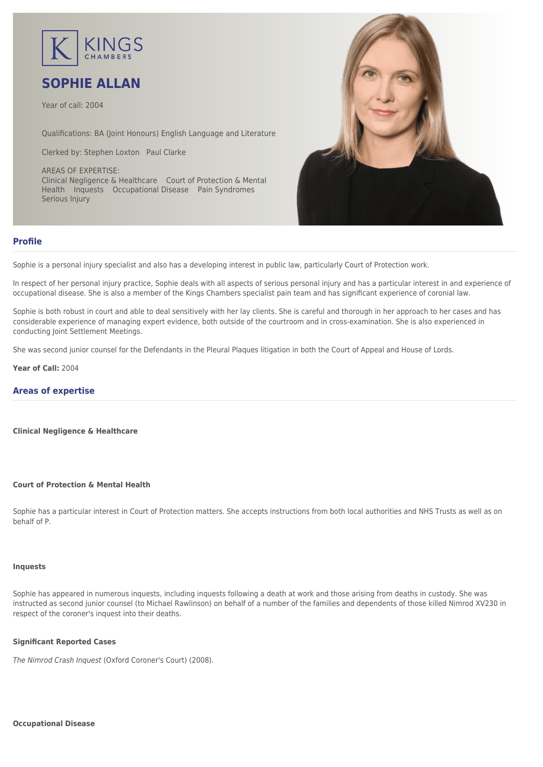KINGS CHAMBERS

# SOPHIE ALLAN

Year of call: 2004

Qualifications: BA (Joint Honours) English Language and Literature

Clerked by: Stephen Loxton Paul Clarke

AREAS OF EXPERTISE:
Clinical Negligence & Healthcare Court of Protection & Mental Health Inquests Occupational Disease Pain Syndromes Serious Injury

## Profile

Sophie is a personal injury specialist and also has a developing interest in public law, particularly Court of Protection work.

In respect of her personal injury practice, Sophie deals with all aspects of serious personal injury and has a particular interest in and experience of occupational disease. She is also a member of the Kings Chambers specialist pain team and has significant experience of coronial law.

Sophie is both robust in court and able to deal sensitively with her lay clients. She is careful and thorough in her approach to her cases and has considerable experience of managing expert evidence, both outside of the courtroom and in cross-examination. She is also experienced in conducting Joint Settlement Meetings.

She was second junior counsel for the Defendants in the Pleural Plaques litigation in both the Court of Appeal and House of Lords.

**Year of Call:** 2004

## Areas of expertise

**Clinical Negligence & Healthcare**

**Court of Protection & Mental Health**

Sophie has a particular interest in Court of Protection matters. She accepts instructions from both local authorities and NHS Trusts as well as on behalf of P.

**Inquests**

Sophie has appeared in numerous inquests, including inquests following a death at work and those arising from deaths in custody. She was instructed as second junior counsel (to Michael Rawlinson) on behalf of a number of the families and dependents of those killed Nimrod XV230 in respect of the coroner's inquest into their deaths.

**Significant Reported Cases**

*The Nimrod Crash Inquest* (Oxford Coroner's Court) (2008).

**Occupational Disease**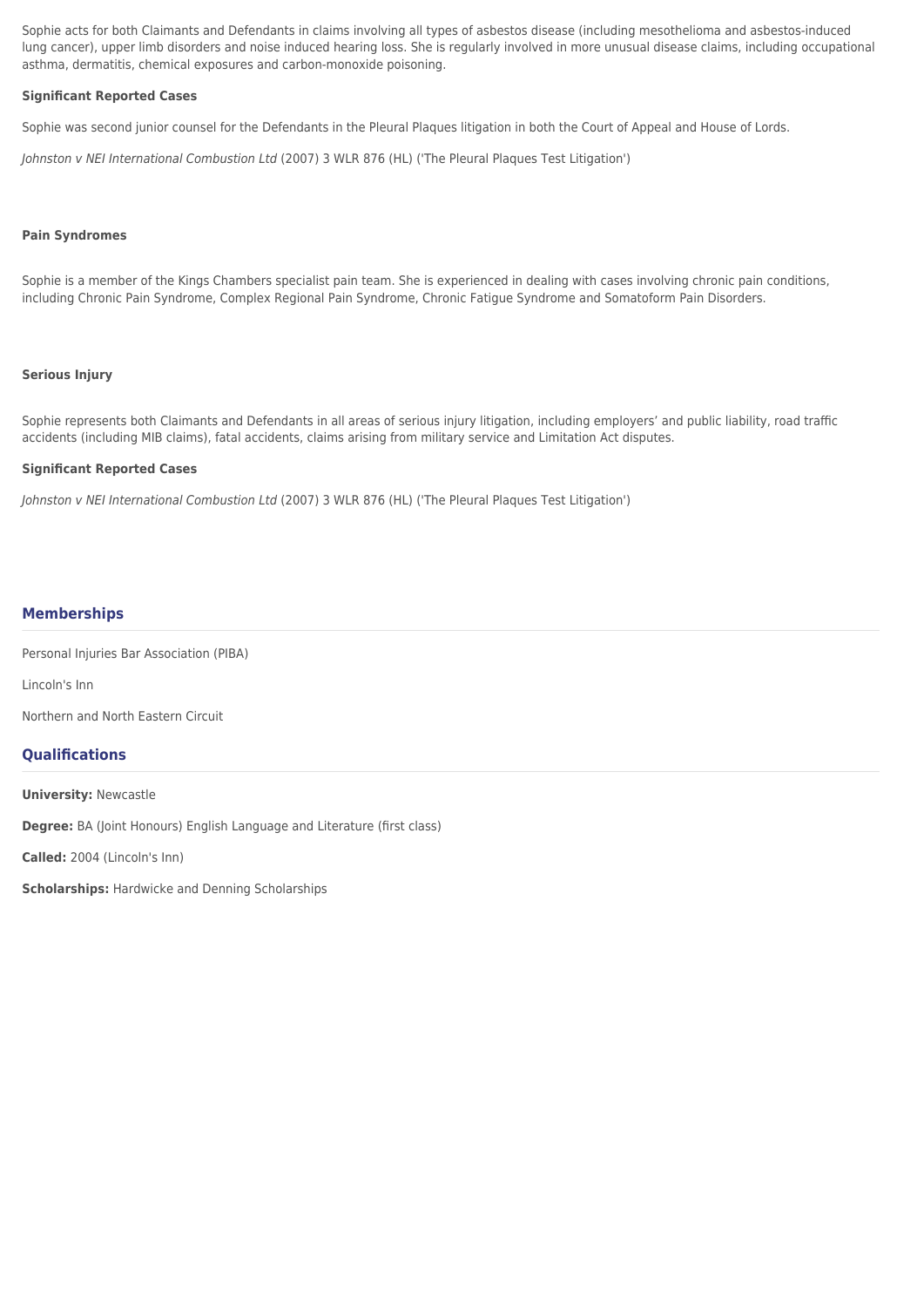Sophie acts for both Claimants and Defendants in claims involving all types of asbestos disease (including mesothelioma and asbestos-induced lung cancer), upper limb disorders and noise induced hearing loss. She is regularly involved in more unusual disease claims, including occupational asthma, dermatitis, chemical exposures and carbon-monoxide poisoning.

**Significant Reported Cases**

Sophie was second junior counsel for the Defendants in the Pleural Plaques litigation in both the Court of Appeal and House of Lords.

*Johnston v NEI International Combustion Ltd* (2007) 3 WLR 876 (HL) ('The Pleural Plaques Test Litigation')

**Pain Syndromes**

Sophie is a member of the Kings Chambers specialist pain team. She is experienced in dealing with cases involving chronic pain conditions, including Chronic Pain Syndrome, Complex Regional Pain Syndrome, Chronic Fatigue Syndrome and Somatoform Pain Disorders.

**Serious Injury**

Sophie represents both Claimants and Defendants in all areas of serious injury litigation, including employers' and public liability, road traffic accidents (including MIB claims), fatal accidents, claims arising from military service and Limitation Act disputes.

**Significant Reported Cases**

*Johnston v NEI International Combustion Ltd* (2007) 3 WLR 876 (HL) ('The Pleural Plaques Test Litigation')

## Memberships

Personal Injuries Bar Association (PIBA)

Lincoln's Inn

Northern and North Eastern Circuit

## Qualifications

**University:** Newcastle

**Degree:** BA (Joint Honours) English Language and Literature (first class)

**Called:** 2004 (Lincoln's Inn)

**Scholarships:** Hardwicke and Denning Scholarships